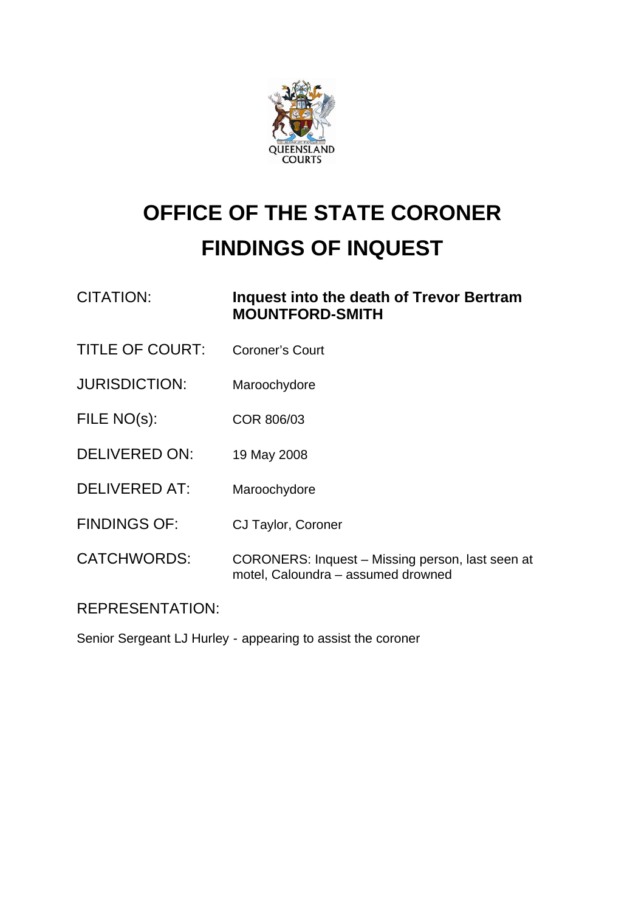# OFFICE OF THE STATE CORONER
# FINDINGS OF INQUEST

| | |
|---|---|
| CITATION: | **Inquest into the death of Trevor Bertram MOUNTFORD-SMITH** |
| TITLE OF COURT: | Coroner's Court |
| JURISDICTION: | Maroochydore |
| FILE NO(s): | COR 806/03 |
| DELIVERED ON: | 19 May 2008 |
| DELIVERED AT: | Maroochydore |
| FINDINGS OF: | CJ Taylor, Coroner |
| CATCHWORDS: | CORONERS: Inquest – Missing person, last seen at motel, Caloundra – assumed drowned |

REPRESENTATION:

Senior Sergeant LJ Hurley - appearing to assist the coroner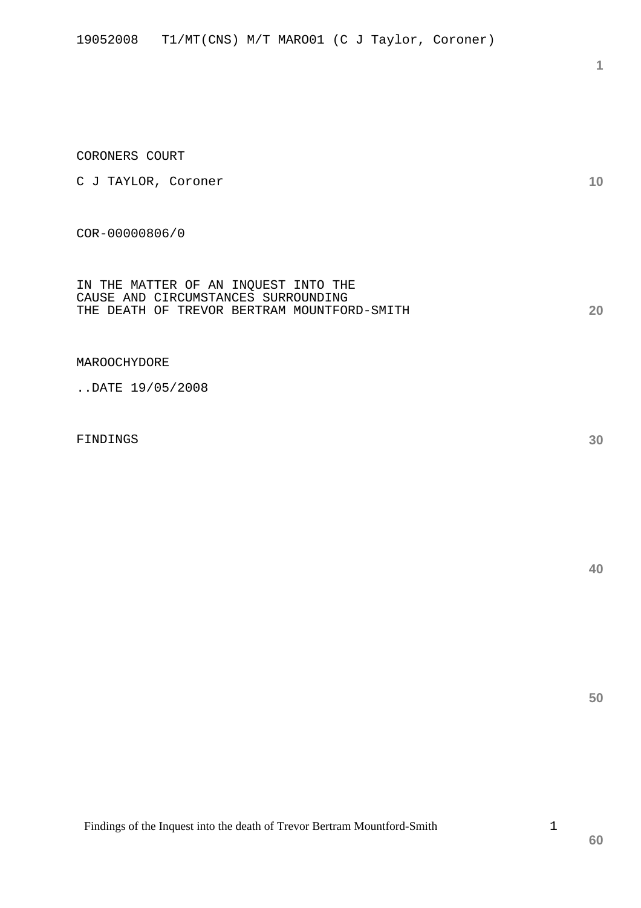CORONERS COURT

C J TAYLOR, Coroner

COR-00000806/0

IN THE MATTER OF AN INQUEST INTO THE
CAUSE AND CIRCUMSTANCES SURROUNDING
THE DEATH OF TREVOR BERTRAM MOUNTFORD-SMITH

MAROOCHYDORE

..DATE 19/05/2008

FINDINGS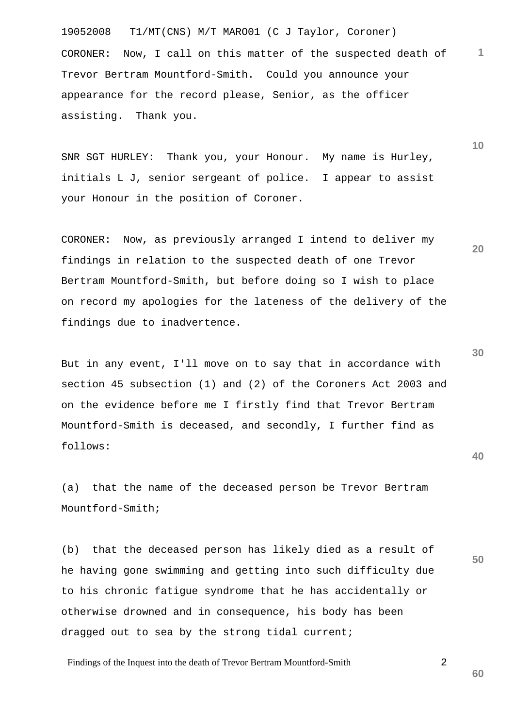CORONER: Now, I call on this matter of the suspected death of Trevor Bertram Mountford-Smith. Could you announce your appearance for the record please, Senior, as the officer assisting. Thank you.

SNR SGT HURLEY: Thank you, your Honour. My name is Hurley, initials L J, senior sergeant of police. I appear to assist your Honour in the position of Coroner.

CORONER: Now, as previously arranged I intend to deliver my findings in relation to the suspected death of one Trevor Bertram Mountford-Smith, but before doing so I wish to place on record my apologies for the lateness of the delivery of the findings due to inadvertence.

But in any event, I'll move on to say that in accordance with section 45 subsection (1) and (2) of the Coroners Act 2003 and on the evidence before me I firstly find that Trevor Bertram Mountford-Smith is deceased, and secondly, I further find as follows:

(a) that the name of the deceased person be Trevor Bertram Mountford-Smith;

(b) that the deceased person has likely died as a result of he having gone swimming and getting into such difficulty due to his chronic fatigue syndrome that he has accidentally or otherwise drowned and in consequence, his body has been dragged out to sea by the strong tidal current;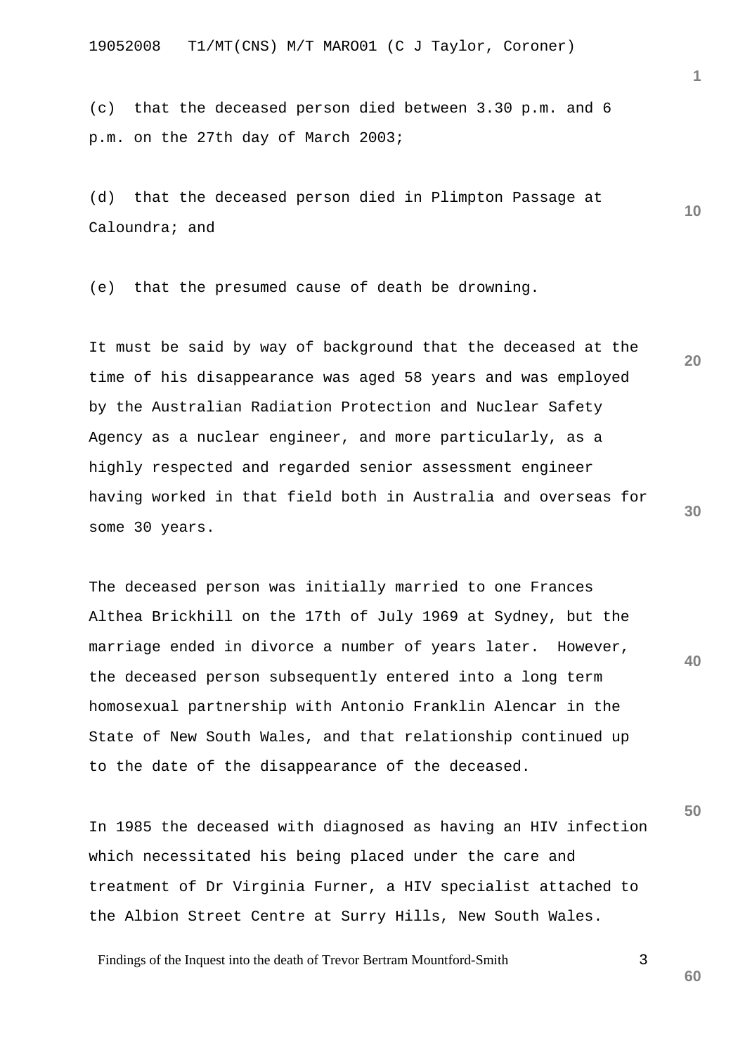(c) that the deceased person died between 3.30 p.m. and 6 p.m. on the 27th day of March 2003;

(d) that the deceased person died in Plimpton Passage at Caloundra; and

(e) that the presumed cause of death be drowning.

It must be said by way of background that the deceased at the time of his disappearance was aged 58 years and was employed by the Australian Radiation Protection and Nuclear Safety Agency as a nuclear engineer, and more particularly, as a highly respected and regarded senior assessment engineer having worked in that field both in Australia and overseas for some 30 years.

The deceased person was initially married to one Frances Althea Brickhill on the 17th of July 1969 at Sydney, but the marriage ended in divorce a number of years later. However, the deceased person subsequently entered into a long term homosexual partnership with Antonio Franklin Alencar in the State of New South Wales, and that relationship continued up to the date of the disappearance of the deceased.

In 1985 the deceased with diagnosed as having an HIV infection which necessitated his being placed under the care and treatment of Dr Virginia Furner, a HIV specialist attached to the Albion Street Centre at Surry Hills, New South Wales.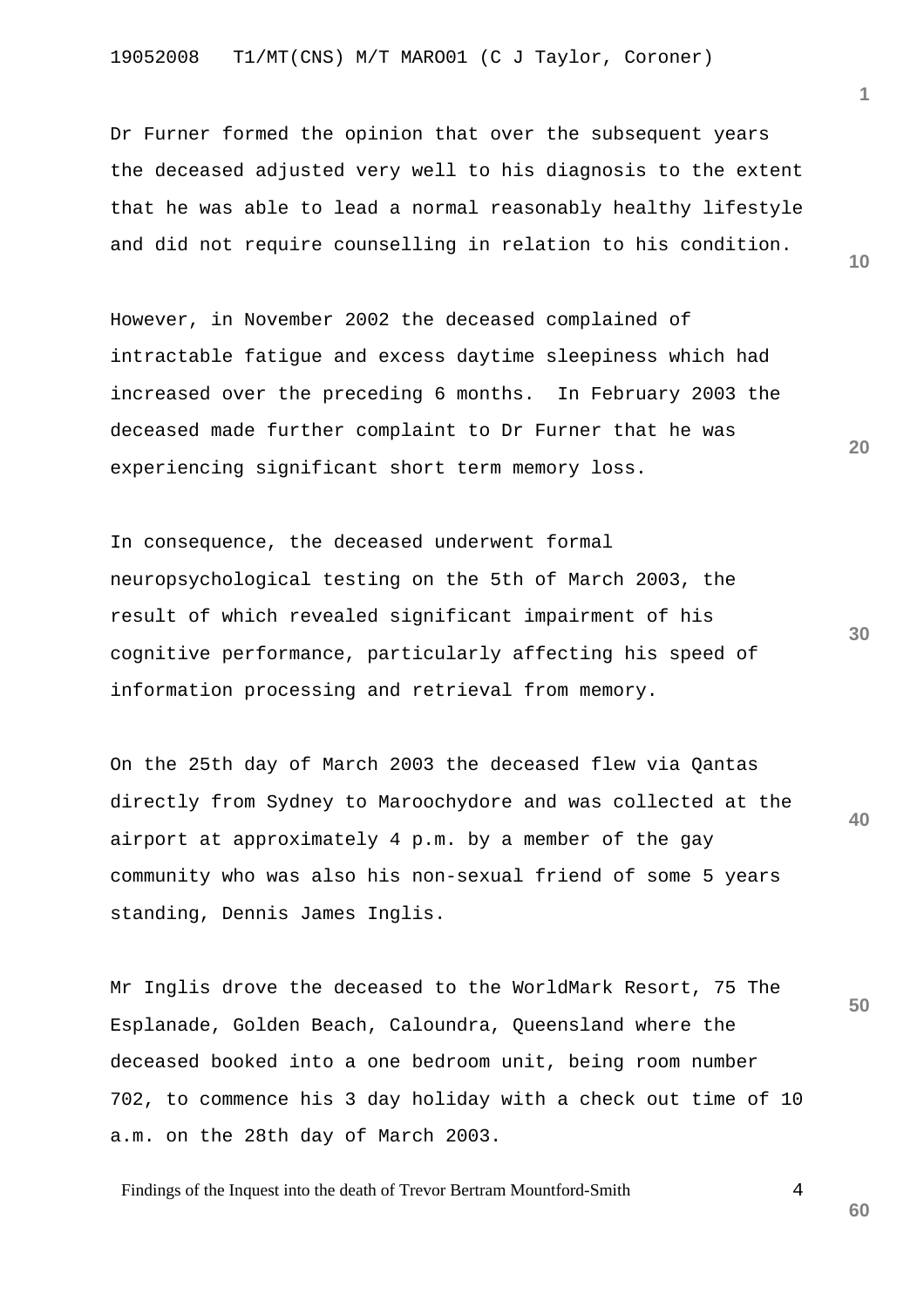Dr Furner formed the opinion that over the subsequent years the deceased adjusted very well to his diagnosis to the extent that he was able to lead a normal reasonably healthy lifestyle and did not require counselling in relation to his condition.

However, in November 2002 the deceased complained of intractable fatigue and excess daytime sleepiness which had increased over the preceding 6 months. In February 2003 the deceased made further complaint to Dr Furner that he was experiencing significant short term memory loss.

In consequence, the deceased underwent formal neuropsychological testing on the 5th of March 2003, the result of which revealed significant impairment of his cognitive performance, particularly affecting his speed of information processing and retrieval from memory.

On the 25th day of March 2003 the deceased flew via Qantas directly from Sydney to Maroochydore and was collected at the airport at approximately 4 p.m. by a member of the gay community who was also his non-sexual friend of some 5 years standing, Dennis James Inglis.

Mr Inglis drove the deceased to the WorldMark Resort, 75 The Esplanade, Golden Beach, Caloundra, Queensland where the deceased booked into a one bedroom unit, being room number 702, to commence his 3 day holiday with a check out time of 10 a.m. on the 28th day of March 2003.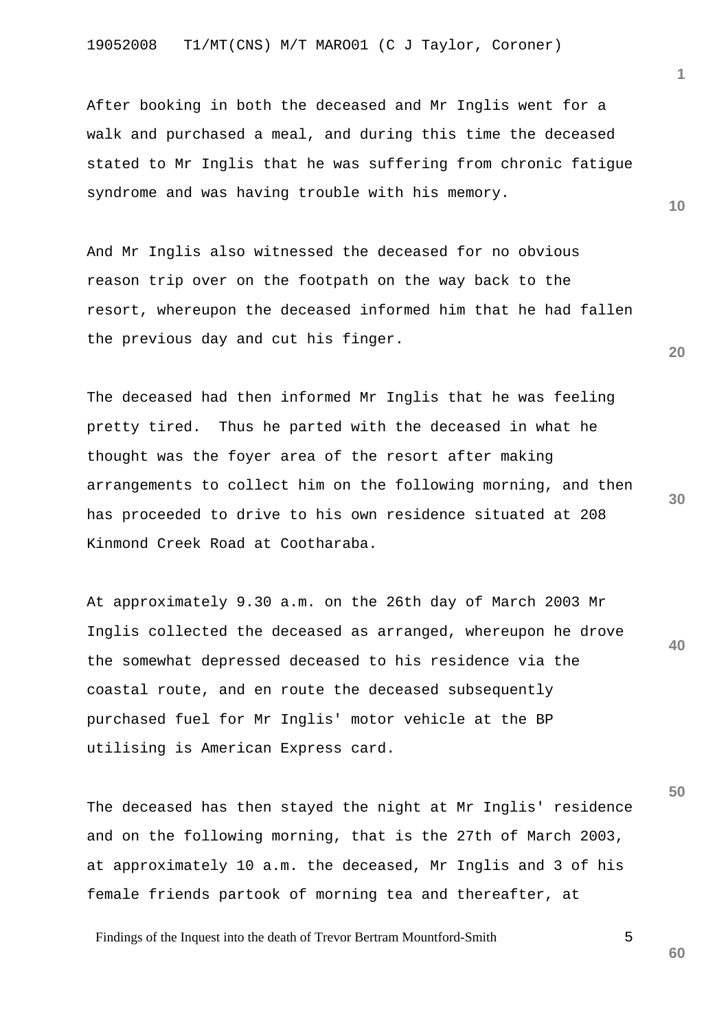After booking in both the deceased and Mr Inglis went for a walk and purchased a meal, and during this time the deceased stated to Mr Inglis that he was suffering from chronic fatigue syndrome and was having trouble with his memory.

And Mr Inglis also witnessed the deceased for no obvious reason trip over on the footpath on the way back to the resort, whereupon the deceased informed him that he had fallen the previous day and cut his finger.

The deceased had then informed Mr Inglis that he was feeling pretty tired. Thus he parted with the deceased in what he thought was the foyer area of the resort after making arrangements to collect him on the following morning, and then has proceeded to drive to his own residence situated at 208 Kinmond Creek Road at Cootharaba.

At approximately 9.30 a.m. on the 26th day of March 2003 Mr Inglis collected the deceased as arranged, whereupon he drove the somewhat depressed deceased to his residence via the coastal route, and en route the deceased subsequently purchased fuel for Mr Inglis' motor vehicle at the BP utilising is American Express card.

The deceased has then stayed the night at Mr Inglis' residence and on the following morning, that is the 27th of March 2003, at approximately 10 a.m. the deceased, Mr Inglis and 3 of his female friends partook of morning tea and thereafter, at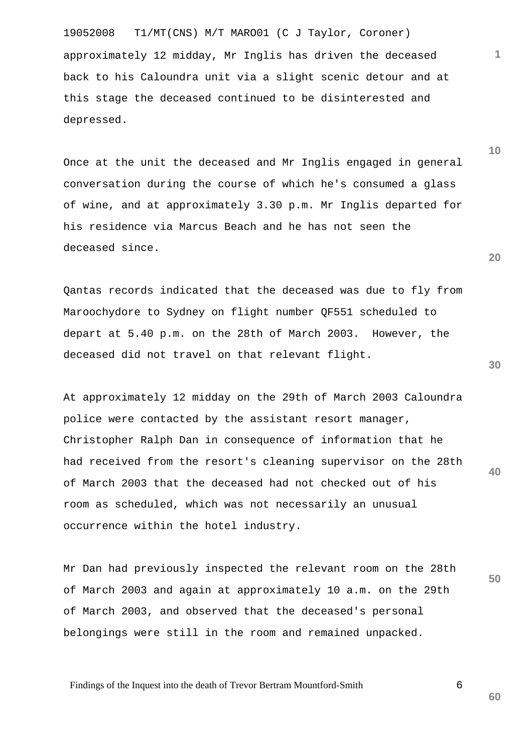approximately 12 midday, Mr Inglis has driven the deceased back to his Caloundra unit via a slight scenic detour and at this stage the deceased continued to be disinterested and depressed.

Once at the unit the deceased and Mr Inglis engaged in general conversation during the course of which he's consumed a glass of wine, and at approximately 3.30 p.m. Mr Inglis departed for his residence via Marcus Beach and he has not seen the deceased since.

Qantas records indicated that the deceased was due to fly from Maroochydore to Sydney on flight number QF551 scheduled to depart at 5.40 p.m. on the 28th of March 2003. However, the deceased did not travel on that relevant flight.

At approximately 12 midday on the 29th of March 2003 Caloundra police were contacted by the assistant resort manager, Christopher Ralph Dan in consequence of information that he had received from the resort's cleaning supervisor on the 28th of March 2003 that the deceased had not checked out of his room as scheduled, which was not necessarily an unusual occurrence within the hotel industry.

Mr Dan had previously inspected the relevant room on the 28th of March 2003 and again at approximately 10 a.m. on the 29th of March 2003, and observed that the deceased's personal belongings were still in the room and remained unpacked.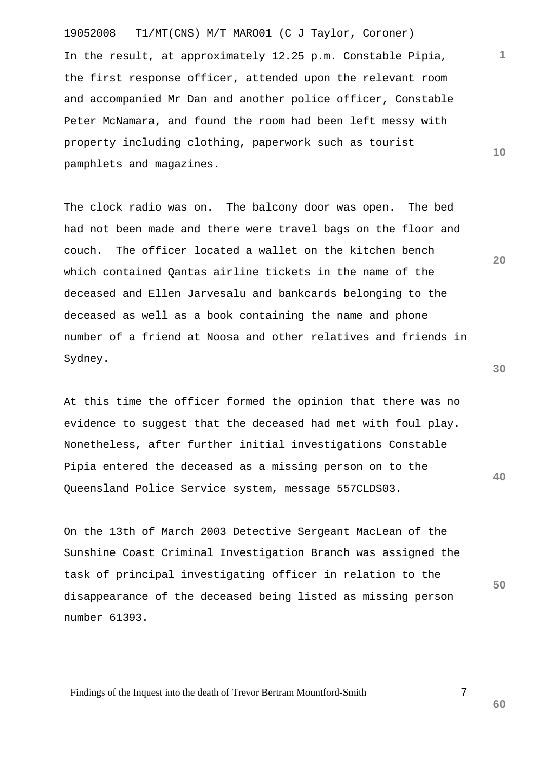In the result, at approximately 12.25 p.m. Constable Pipia, the first response officer, attended upon the relevant room and accompanied Mr Dan and another police officer, Constable Peter McNamara, and found the room had been left messy with property including clothing, paperwork such as tourist pamphlets and magazines.

The clock radio was on. The balcony door was open. The bed had not been made and there were travel bags on the floor and couch. The officer located a wallet on the kitchen bench which contained Qantas airline tickets in the name of the deceased and Ellen Jarvesalu and bankcards belonging to the deceased as well as a book containing the name and phone number of a friend at Noosa and other relatives and friends in Sydney.

At this time the officer formed the opinion that there was no evidence to suggest that the deceased had met with foul play. Nonetheless, after further initial investigations Constable Pipia entered the deceased as a missing person on to the Queensland Police Service system, message 557CLDS03.

On the 13th of March 2003 Detective Sergeant MacLean of the Sunshine Coast Criminal Investigation Branch was assigned the task of principal investigating officer in relation to the disappearance of the deceased being listed as missing person number 61393.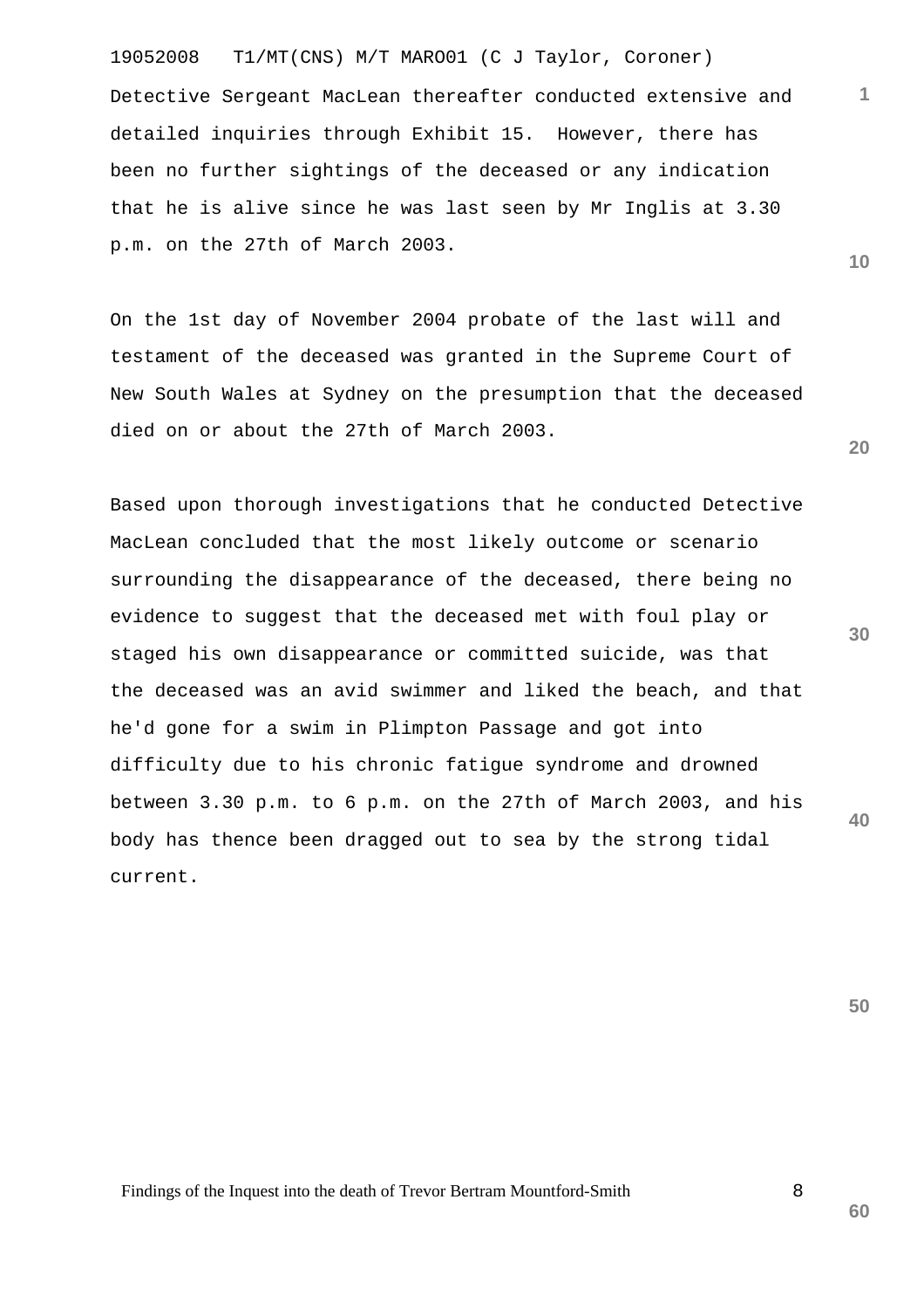Detective Sergeant MacLean thereafter conducted extensive and detailed inquiries through Exhibit 15. However, there has been no further sightings of the deceased or any indication that he is alive since he was last seen by Mr Inglis at 3.30 p.m. on the 27th of March 2003.

On the 1st day of November 2004 probate of the last will and testament of the deceased was granted in the Supreme Court of New South Wales at Sydney on the presumption that the deceased died on or about the 27th of March 2003.

Based upon thorough investigations that he conducted Detective MacLean concluded that the most likely outcome or scenario surrounding the disappearance of the deceased, there being no evidence to suggest that the deceased met with foul play or staged his own disappearance or committed suicide, was that the deceased was an avid swimmer and liked the beach, and that he'd gone for a swim in Plimpton Passage and got into difficulty due to his chronic fatigue syndrome and drowned between 3.30 p.m. to 6 p.m. on the 27th of March 2003, and his body has thence been dragged out to sea by the strong tidal current.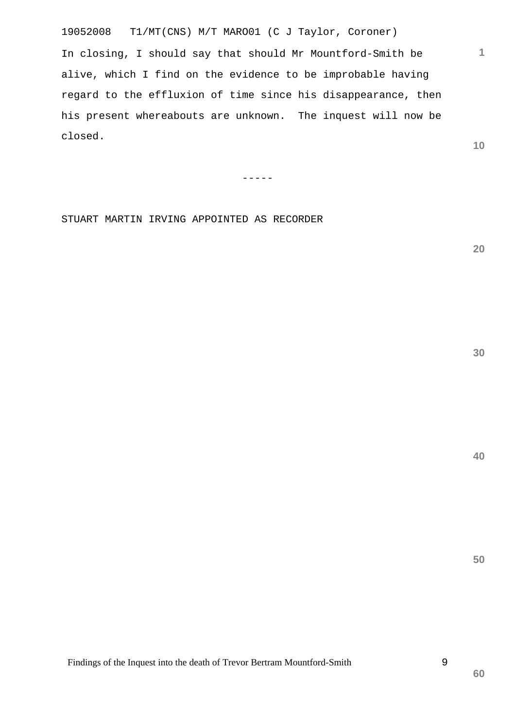In closing, I should say that should Mr Mountford-Smith be alive, which I find on the evidence to be improbable having regard to the effluxion of time since his disappearance, then his present whereabouts are unknown. The inquest will now be closed.

-----

STUART MARTIN IRVING APPOINTED AS RECORDER